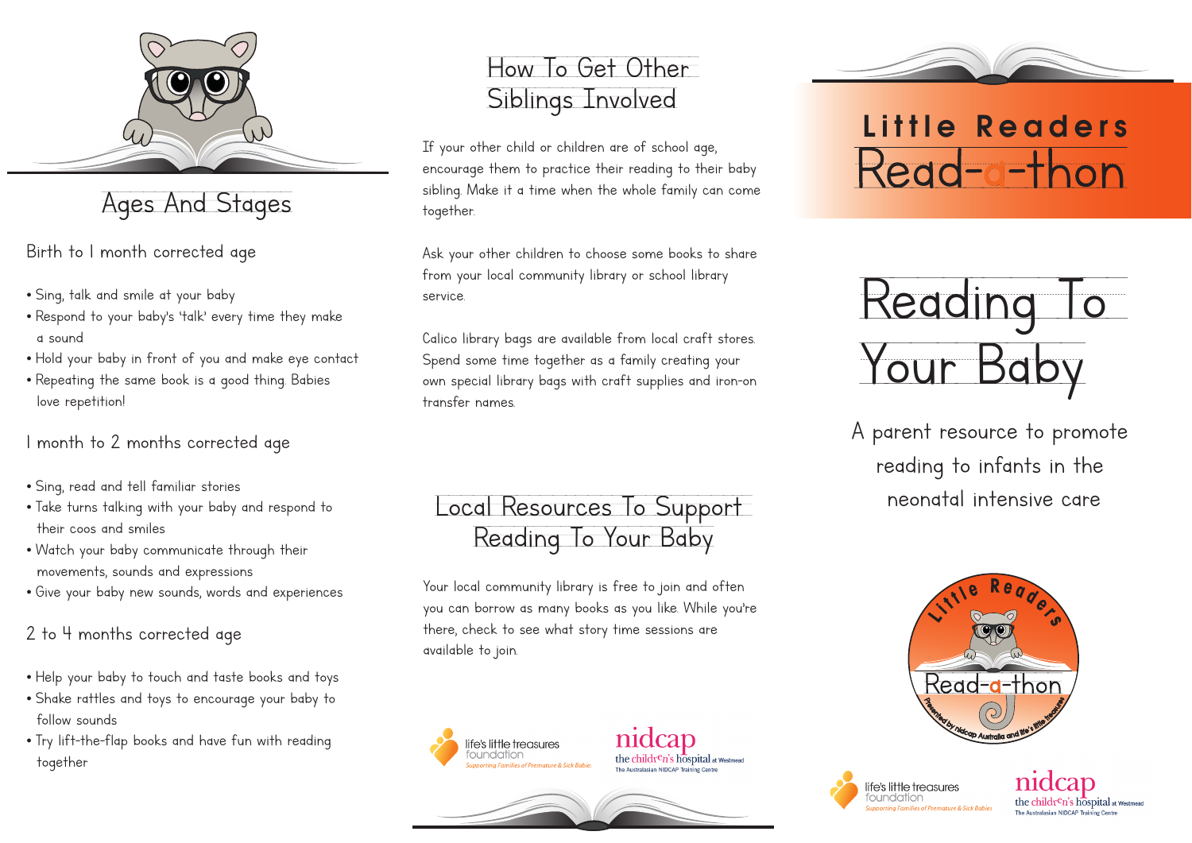# Ages And Stages

### Birth to 1 month corrected age

- Sing, talk and smile at your baby
- Respond to your baby's 'talk' every time they make a sound
- Hold your baby in front of you and make eye contact
- Repeating the same book is a good thing. Babies love repetition!

### 1 month to 2 months corrected age

- Sing, read and tell familiar stories
- Take turns talking with your baby and respond to their coos and smiles
- Watch your baby communicate through their movements, sounds and expressions
- Give your baby new sounds, words and experiences

### 2 to 4 months corrected age

- Help your baby to touch and taste books and toys
- Shake rattles and toys to encourage your baby to follow sounds
- Try lift-the-flap books and have fun with reading together

# How To Get Other Siblings Involved

If your other child or children are of school age, encourage them to practice their reading to their baby sibling. Make it a time when the whole family can come together.

Ask your other children to choose some books to share from your local community library or school library service.

Calico library bags are available from local craft stores. Spend some time together as a family creating your own special library bags with craft supplies and iron-on transfer names.

# Local Resources To Support Reading To Your Baby

Your local community library is free to join and often you can borrow as many books as you like. While you're there, check to see what story time sessions are available to join.

life's little treasures foundation — *Supporting Families of Premature & Sick Babies*

nidcap — the children's hospital at Westmead — The Australasian NIDCAP Training Centre

# Little Readers Read-a-thon

# Reading To Your Baby

A parent resource to promote reading to infants in the neonatal intensive care

Little Readers Read-a-thon — Presented by nidcap Australia and life's little treasures

life's little treasures foundation — *Supporting Families of Premature & Sick Babies*

nidcap — the children's hospital at Westmead — The Australasian NIDCAP Training Centre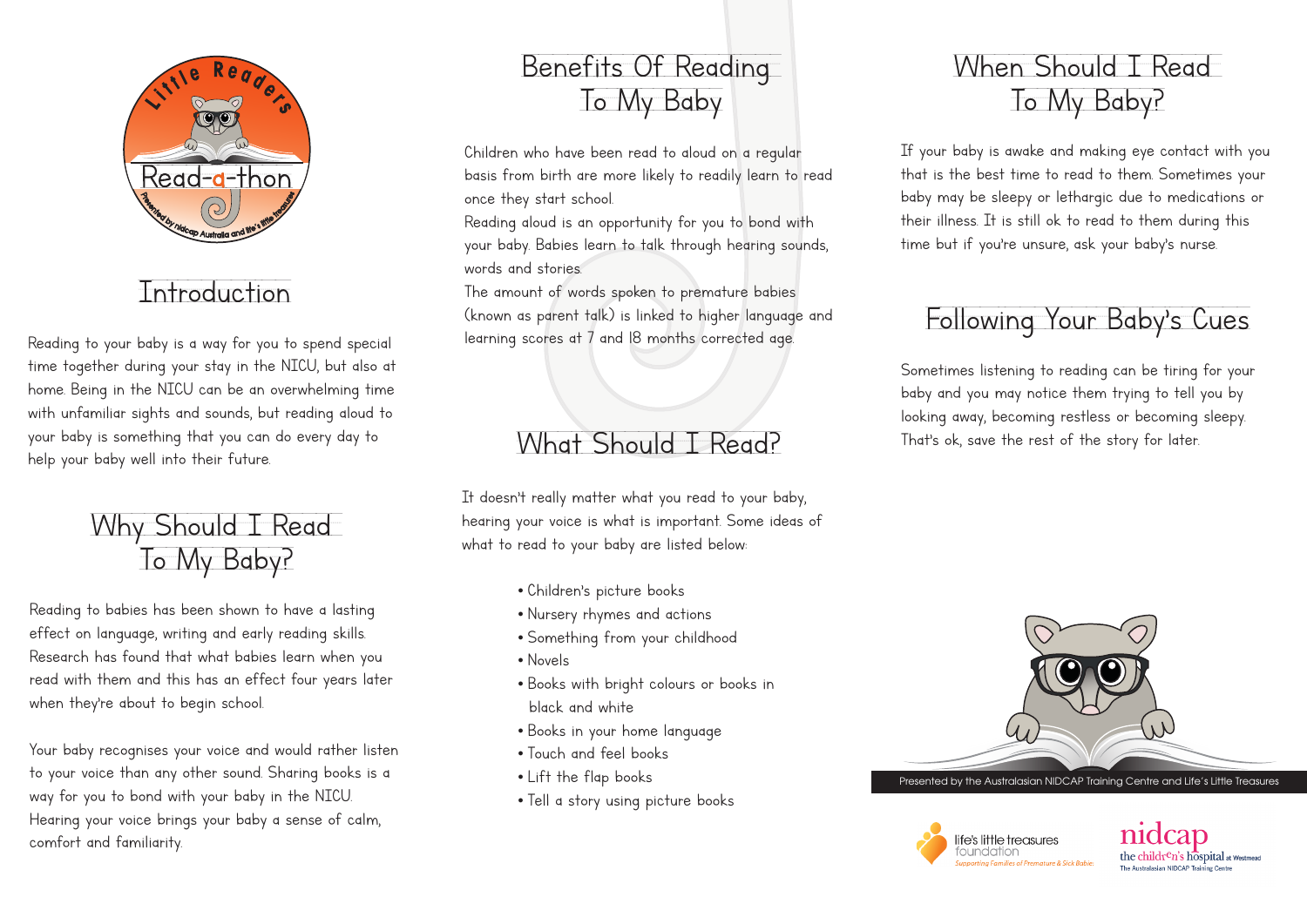Little Readers Read-a-thon

Presented by nidcap Australia and life's little treasures

## Introduction

Reading to your baby is a way for you to spend special time together during your stay in the NICU, but also at home. Being in the NICU can be an overwhelming time with unfamiliar sights and sounds, but reading aloud to your baby is something that you can do every day to help your baby well into their future.

## Why Should I Read To My Baby?

Reading to babies has been shown to have a lasting effect on language, writing and early reading skills. Research has found that what babies learn when you read with them and this has an effect four years later when they're about to begin school.

Your baby recognises your voice and would rather listen to your voice than any other sound. Sharing books is a way for you to bond with your baby in the NICU. Hearing your voice brings your baby a sense of calm, comfort and familiarity.

## Benefits Of Reading To My Baby

Children who have been read to aloud on a regular basis from birth are more likely to readily learn to read once they start school.

Reading aloud is an opportunity for you to bond with your baby. Babies learn to talk through hearing sounds, words and stories.

The amount of words spoken to premature babies (known as parent talk) is linked to higher language and learning scores at 7 and 18 months corrected age.

## What Should I Read?

It doesn't really matter what you read to your baby, hearing your voice is what is important. Some ideas of what to read to your baby are listed below:

- Children's picture books
- Nursery rhymes and actions
- Something from your childhood
- Novels
- Books with bright colours or books in black and white
- Books in your home language
- Touch and feel books
- Lift the flap books
- Tell a story using picture books

## When Should I Read To My Baby?

If your baby is awake and making eye contact with you that is the best time to read to them. Sometimes your baby may be sleepy or lethargic due to medications or their illness. It is still ok to read to them during this time but if you're unsure, ask your baby's nurse.

## Following Your Baby's Cues

Sometimes listening to reading can be tiring for your baby and you may notice them trying to tell you by looking away, becoming restless or becoming sleepy. That's ok, save the rest of the story for later.

Presented by the Australasian NIDCAP Training Centre and Life's Little Treasures

life's little treasures foundation — Supporting Families of Premature & Sick Babies

nidcap — the children's hospital at Westmead — The Australasian NIDCAP Training Centre